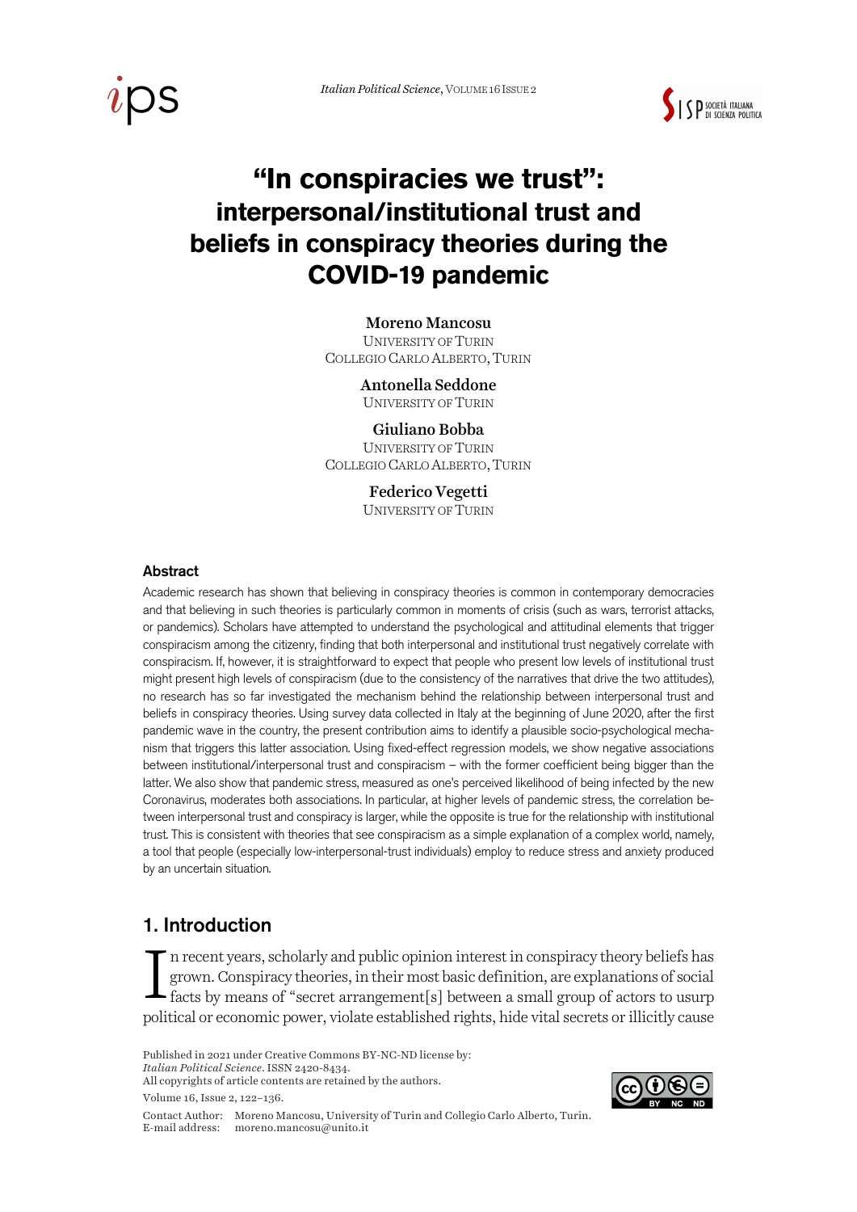# "In conspiracies we trust": interpersonal/institutional trust and beliefs in conspiracy theories during the COVID-19 pandemic

**Moreno Mancosu**
University of Turin
Collegio Carlo Alberto, Turin

**Antonella Seddone**
University of Turin

**Giuliano Bobba**
University of Turin
Collegio Carlo Alberto, Turin

**Federico Vegetti**
University of Turin

## Abstract

Academic research has shown that believing in conspiracy theories is common in contemporary democracies and that believing in such theories is particularly common in moments of crisis (such as wars, terrorist attacks, or pandemics). Scholars have attempted to understand the psychological and attitudinal elements that trigger conspiracism among the citizenry, finding that both interpersonal and institutional trust negatively correlate with conspiracism. If, however, it is straightforward to expect that people who present low levels of institutional trust might present high levels of conspiracism (due to the consistency of the narratives that drive the two attitudes), no research has so far investigated the mechanism behind the relationship between interpersonal trust and beliefs in conspiracy theories. Using survey data collected in Italy at the beginning of June 2020, after the first pandemic wave in the country, the present contribution aims to identify a plausible socio-psychological mechanism that triggers this latter association. Using fixed-effect regression models, we show negative associations between institutional/interpersonal trust and conspiracism – with the former coefficient being bigger than the latter. We also show that pandemic stress, measured as one's perceived likelihood of being infected by the new Coronavirus, moderates both associations. In particular, at higher levels of pandemic stress, the correlation between interpersonal trust and conspiracy is larger, while the opposite is true for the relationship with institutional trust. This is consistent with theories that see conspiracism as a simple explanation of a complex world, namely, a tool that people (especially low-interpersonal-trust individuals) employ to reduce stress and anxiety produced by an uncertain situation.

## 1. Introduction

In recent years, scholarly and public opinion interest in conspiracy theory beliefs has grown. Conspiracy theories, in their most basic definition, are explanations of social facts by means of "secret arrangement[s] between a small group of actors to usurp political or economic power, violate established rights, hide vital secrets or illicitly cause

Published in 2021 under Creative Commons BY-NC-ND license by:
*Italian Political Science*. ISSN 2420-8434.
All copyrights of article contents are retained by the authors.
Volume 16, Issue 2, 122–136.

Contact Author: Moreno Mancosu, University of Turin and Collegio Carlo Alberto, Turin.
E-mail address: moreno.mancosu@unito.it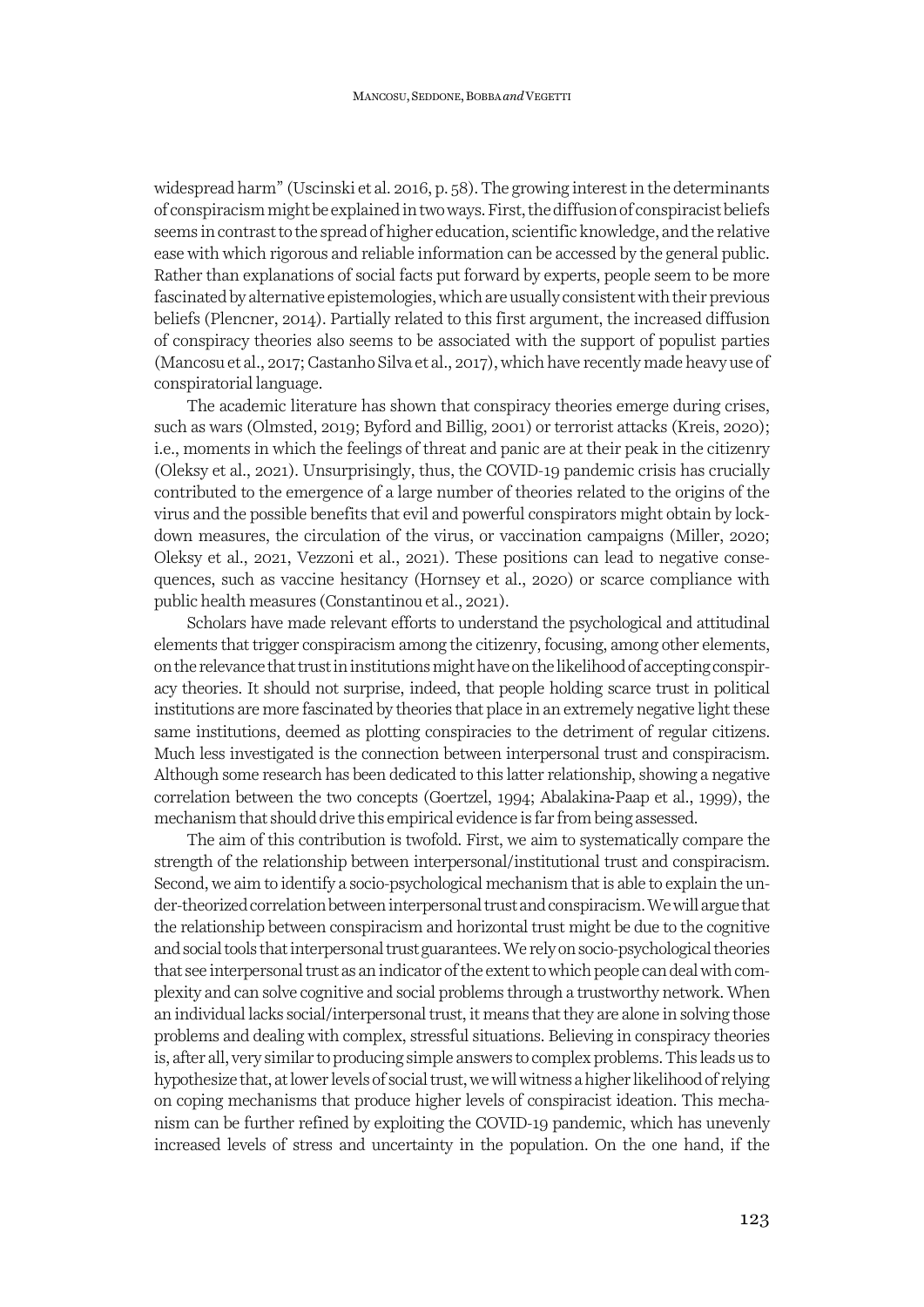widespread harm" (Uscinski et al. 2016, p. 58). The growing interest in the determinants of conspiracism might be explained in two ways. First, the diffusion of conspiracist beliefs seems in contrast to the spread of higher education, scientific knowledge, and the relative ease with which rigorous and reliable information can be accessed by the general public. Rather than explanations of social facts put forward by experts, people seem to be more fascinated by alternative epistemologies, which are usually consistent with their previous beliefs (Plencner, 2014). Partially related to this first argument, the increased diffusion of conspiracy theories also seems to be associated with the support of populist parties (Mancosu et al., 2017; Castanho Silva et al., 2017), which have recently made heavy use of conspiratorial language.

The academic literature has shown that conspiracy theories emerge during crises, such as wars (Olmsted, 2019; Byford and Billig, 2001) or terrorist attacks (Kreis, 2020); i.e., moments in which the feelings of threat and panic are at their peak in the citizenry (Oleksy et al., 2021). Unsurprisingly, thus, the COVID-19 pandemic crisis has crucially contributed to the emergence of a large number of theories related to the origins of the virus and the possible benefits that evil and powerful conspirators might obtain by lockdown measures, the circulation of the virus, or vaccination campaigns (Miller, 2020; Oleksy et al., 2021, Vezzoni et al., 2021). These positions can lead to negative consequences, such as vaccine hesitancy (Hornsey et al., 2020) or scarce compliance with public health measures (Constantinou et al., 2021).

Scholars have made relevant efforts to understand the psychological and attitudinal elements that trigger conspiracism among the citizenry, focusing, among other elements, on the relevance that trust in institutions might have on the likelihood of accepting conspiracy theories. It should not surprise, indeed, that people holding scarce trust in political institutions are more fascinated by theories that place in an extremely negative light these same institutions, deemed as plotting conspiracies to the detriment of regular citizens. Much less investigated is the connection between interpersonal trust and conspiracism. Although some research has been dedicated to this latter relationship, showing a negative correlation between the two concepts (Goertzel, 1994; Abalakina-Paap et al., 1999), the mechanism that should drive this empirical evidence is far from being assessed.

The aim of this contribution is twofold. First, we aim to systematically compare the strength of the relationship between interpersonal/institutional trust and conspiracism. Second, we aim to identify a socio-psychological mechanism that is able to explain the under-theorized correlation between interpersonal trust and conspiracism. We will argue that the relationship between conspiracism and horizontal trust might be due to the cognitive and social tools that interpersonal trust guarantees. We rely on socio-psychological theories that see interpersonal trust as an indicator of the extent to which people can deal with complexity and can solve cognitive and social problems through a trustworthy network. When an individual lacks social/interpersonal trust, it means that they are alone in solving those problems and dealing with complex, stressful situations. Believing in conspiracy theories is, after all, very similar to producing simple answers to complex problems. This leads us to hypothesize that, at lower levels of social trust, we will witness a higher likelihood of relying on coping mechanisms that produce higher levels of conspiracist ideation. This mechanism can be further refined by exploiting the COVID-19 pandemic, which has unevenly increased levels of stress and uncertainty in the population. On the one hand, if the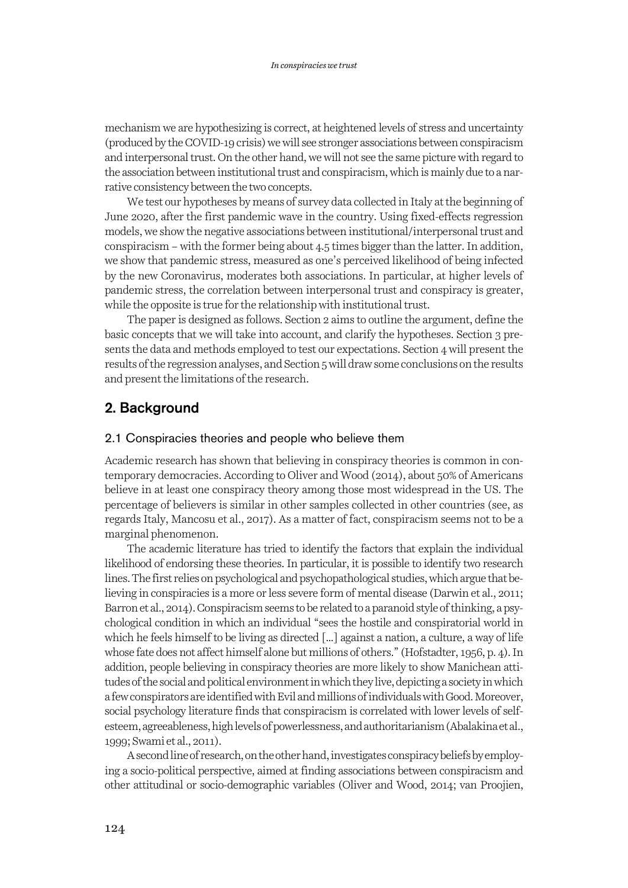mechanism we are hypothesizing is correct, at heightened levels of stress and uncertainty (produced by the COVID-19 crisis) we will see stronger associations between conspiracism and interpersonal trust. On the other hand, we will not see the same picture with regard to the association between institutional trust and conspiracism, which is mainly due to a narrative consistency between the two concepts.

We test our hypotheses by means of survey data collected in Italy at the beginning of June 2020, after the first pandemic wave in the country. Using fixed-effects regression models, we show the negative associations between institutional/interpersonal trust and conspiracism – with the former being about 4.5 times bigger than the latter. In addition, we show that pandemic stress, measured as one's perceived likelihood of being infected by the new Coronavirus, moderates both associations. In particular, at higher levels of pandemic stress, the correlation between interpersonal trust and conspiracy is greater, while the opposite is true for the relationship with institutional trust.

The paper is designed as follows. Section 2 aims to outline the argument, define the basic concepts that we will take into account, and clarify the hypotheses. Section 3 presents the data and methods employed to test our expectations. Section 4 will present the results of the regression analyses, and Section 5 will draw some conclusions on the results and present the limitations of the research.

## 2. Background

### 2.1 Conspiracies theories and people who believe them

Academic research has shown that believing in conspiracy theories is common in contemporary democracies. According to Oliver and Wood (2014), about 50% of Americans believe in at least one conspiracy theory among those most widespread in the US. The percentage of believers is similar in other samples collected in other countries (see, as regards Italy, Mancosu et al., 2017). As a matter of fact, conspiracism seems not to be a marginal phenomenon.

The academic literature has tried to identify the factors that explain the individual likelihood of endorsing these theories. In particular, it is possible to identify two research lines. The first relies on psychological and psychopathological studies, which argue that believing in conspiracies is a more or less severe form of mental disease (Darwin et al., 2011; Barron et al., 2014). Conspiracism seems to be related to a paranoid style of thinking, a psychological condition in which an individual "sees the hostile and conspiratorial world in which he feels himself to be living as directed [...] against a nation, a culture, a way of life whose fate does not affect himself alone but millions of others." (Hofstadter, 1956, p. 4). In addition, people believing in conspiracy theories are more likely to show Manichean attitudes of the social and political environment in which they live, depicting a society in which a few conspirators are identified with Evil and millions of individuals with Good. Moreover, social psychology literature finds that conspiracism is correlated with lower levels of self-esteem, agreeableness, high levels of powerlessness, and authoritarianism (Abalakina et al., 1999; Swami et al., 2011).

A second line of research, on the other hand, investigates conspiracy beliefs by employing a socio-political perspective, aimed at finding associations between conspiracism and other attitudinal or socio-demographic variables (Oliver and Wood, 2014; van Proojien,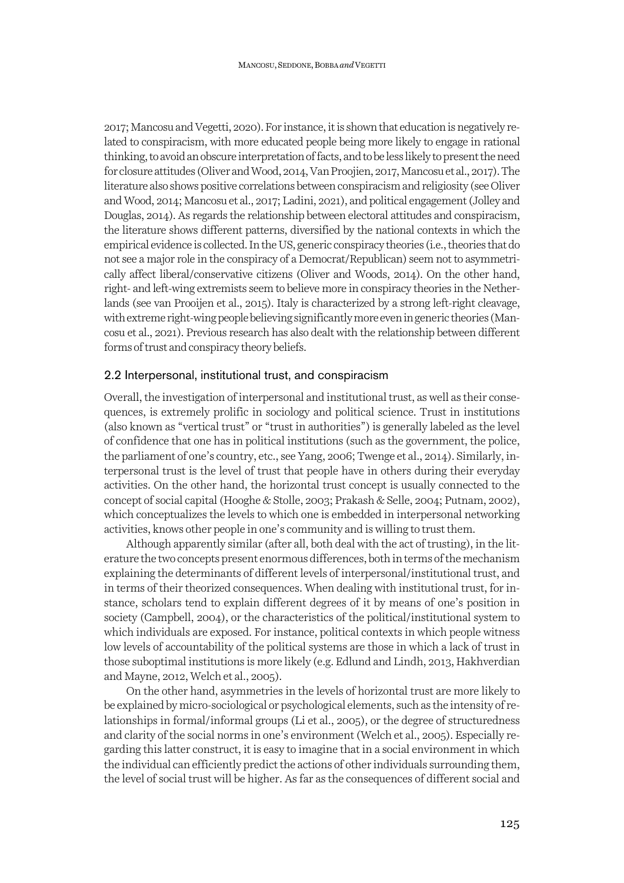2017; Mancosu and Vegetti, 2020). For instance, it is shown that education is negatively related to conspiracism, with more educated people being more likely to engage in rational thinking, to avoid an obscure interpretation of facts, and to be less likely to present the need for closure attitudes (Oliver and Wood, 2014, Van Proojien, 2017, Mancosu et al., 2017). The literature also shows positive correlations between conspiracism and religiosity (see Oliver and Wood, 2014; Mancosu et al., 2017; Ladini, 2021), and political engagement (Jolley and Douglas, 2014). As regards the relationship between electoral attitudes and conspiracism, the literature shows different patterns, diversified by the national contexts in which the empirical evidence is collected. In the US, generic conspiracy theories (i.e., theories that do not see a major role in the conspiracy of a Democrat/Republican) seem not to asymmetrically affect liberal/conservative citizens (Oliver and Woods, 2014). On the other hand, right- and left-wing extremists seem to believe more in conspiracy theories in the Netherlands (see van Prooijen et al., 2015). Italy is characterized by a strong left-right cleavage, with extreme right-wing people believing significantly more even in generic theories (Mancosu et al., 2021). Previous research has also dealt with the relationship between different forms of trust and conspiracy theory beliefs.

## 2.2 Interpersonal, institutional trust, and conspiracism

Overall, the investigation of interpersonal and institutional trust, as well as their consequences, is extremely prolific in sociology and political science. Trust in institutions (also known as "vertical trust" or "trust in authorities") is generally labeled as the level of confidence that one has in political institutions (such as the government, the police, the parliament of one's country, etc., see Yang, 2006; Twenge et al., 2014). Similarly, interpersonal trust is the level of trust that people have in others during their everyday activities. On the other hand, the horizontal trust concept is usually connected to the concept of social capital (Hooghe & Stolle, 2003; Prakash & Selle, 2004; Putnam, 2002), which conceptualizes the levels to which one is embedded in interpersonal networking activities, knows other people in one's community and is willing to trust them.

Although apparently similar (after all, both deal with the act of trusting), in the literature the two concepts present enormous differences, both in terms of the mechanism explaining the determinants of different levels of interpersonal/institutional trust, and in terms of their theorized consequences. When dealing with institutional trust, for instance, scholars tend to explain different degrees of it by means of one's position in society (Campbell, 2004), or the characteristics of the political/institutional system to which individuals are exposed. For instance, political contexts in which people witness low levels of accountability of the political systems are those in which a lack of trust in those suboptimal institutions is more likely (e.g. Edlund and Lindh, 2013, Hakhverdian and Mayne, 2012, Welch et al., 2005).

On the other hand, asymmetries in the levels of horizontal trust are more likely to be explained by micro-sociological or psychological elements, such as the intensity of relationships in formal/informal groups (Li et al., 2005), or the degree of structuredness and clarity of the social norms in one's environment (Welch et al., 2005). Especially regarding this latter construct, it is easy to imagine that in a social environment in which the individual can efficiently predict the actions of other individuals surrounding them, the level of social trust will be higher. As far as the consequences of different social and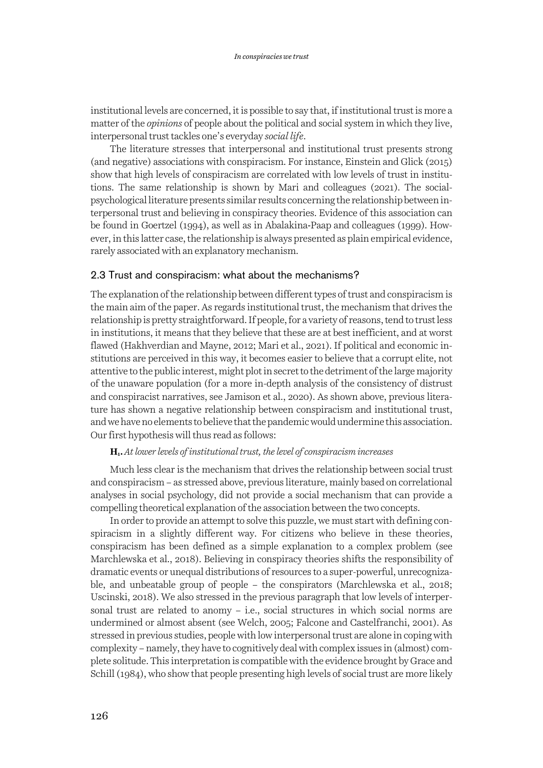institutional levels are concerned, it is possible to say that, if institutional trust is more a matter of the *opinions* of people about the political and social system in which they live, interpersonal trust tackles one's everyday *social life*.

The literature stresses that interpersonal and institutional trust presents strong (and negative) associations with conspiracism. For instance, Einstein and Glick (2015) show that high levels of conspiracism are correlated with low levels of trust in institutions. The same relationship is shown by Mari and colleagues (2021). The social-psychological literature presents similar results concerning the relationship between interpersonal trust and believing in conspiracy theories. Evidence of this association can be found in Goertzel (1994), as well as in Abalakina-Paap and colleagues (1999). However, in this latter case, the relationship is always presented as plain empirical evidence, rarely associated with an explanatory mechanism.

### 2.3 Trust and conspiracism: what about the mechanisms?

The explanation of the relationship between different types of trust and conspiracism is the main aim of the paper. As regards institutional trust, the mechanism that drives the relationship is pretty straightforward. If people, for a variety of reasons, tend to trust less in institutions, it means that they believe that these are at best inefficient, and at worst flawed (Hakhverdian and Mayne, 2012; Mari et al., 2021). If political and economic institutions are perceived in this way, it becomes easier to believe that a corrupt elite, not attentive to the public interest, might plot in secret to the detriment of the large majority of the unaware population (for a more in-depth analysis of the consistency of distrust and conspiracist narratives, see Jamison et al., 2020). As shown above, previous literature has shown a negative relationship between conspiracism and institutional trust, and we have no elements to believe that the pandemic would undermine this association. Our first hypothesis will thus read as follows:

**H$_1$.** *At lower levels of institutional trust, the level of conspiracism increases*

Much less clear is the mechanism that drives the relationship between social trust and conspiracism – as stressed above, previous literature, mainly based on correlational analyses in social psychology, did not provide a social mechanism that can provide a compelling theoretical explanation of the association between the two concepts.

In order to provide an attempt to solve this puzzle, we must start with defining conspiracism in a slightly different way. For citizens who believe in these theories, conspiracism has been defined as a simple explanation to a complex problem (see Marchlewska et al., 2018). Believing in conspiracy theories shifts the responsibility of dramatic events or unequal distributions of resources to a super-powerful, unrecognizable, and unbeatable group of people – the conspirators (Marchlewska et al., 2018; Uscinski, 2018). We also stressed in the previous paragraph that low levels of interpersonal trust are related to anomy – i.e., social structures in which social norms are undermined or almost absent (see Welch, 2005; Falcone and Castelfranchi, 2001). As stressed in previous studies, people with low interpersonal trust are alone in coping with complexity – namely, they have to cognitively deal with complex issues in (almost) complete solitude. This interpretation is compatible with the evidence brought by Grace and Schill (1984), who show that people presenting high levels of social trust are more likely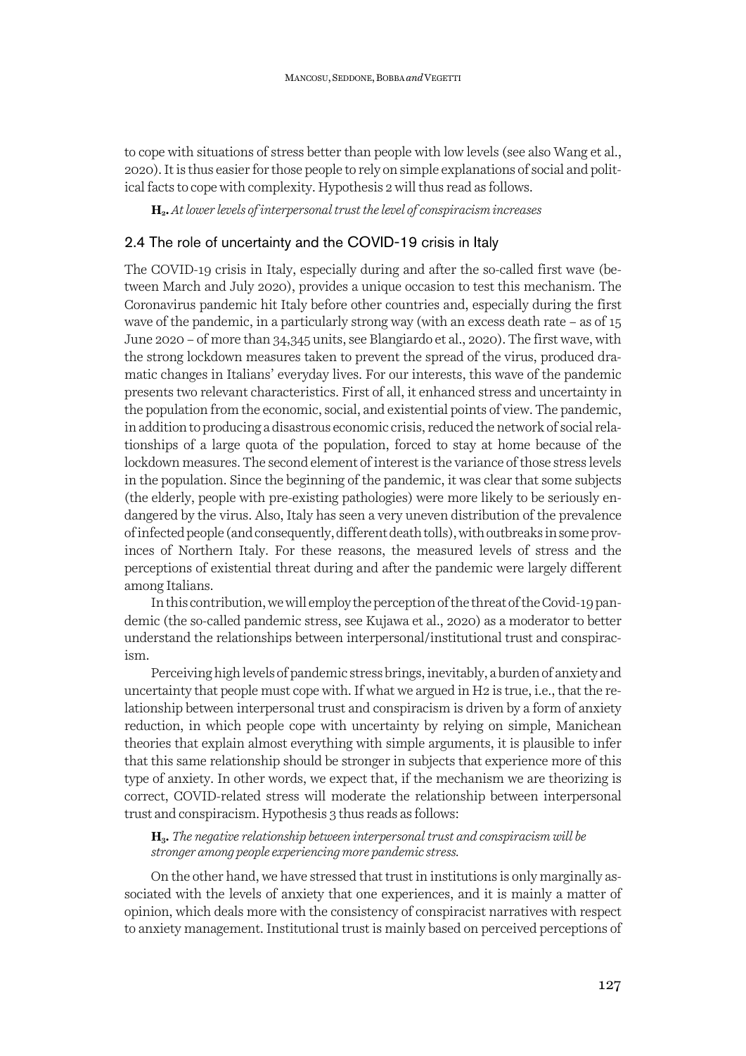to cope with situations of stress better than people with low levels (see also Wang et al., 2020). It is thus easier for those people to rely on simple explanations of social and political facts to cope with complexity. Hypothesis 2 will thus read as follows.

**$H_2$.** *At lower levels of interpersonal trust the level of conspiracism increases*

## 2.4 The role of uncertainty and the COVID-19 crisis in Italy

The COVID-19 crisis in Italy, especially during and after the so-called first wave (between March and July 2020), provides a unique occasion to test this mechanism. The Coronavirus pandemic hit Italy before other countries and, especially during the first wave of the pandemic, in a particularly strong way (with an excess death rate – as of 15 June 2020 – of more than 34,345 units, see Blangiardo et al., 2020). The first wave, with the strong lockdown measures taken to prevent the spread of the virus, produced dramatic changes in Italians' everyday lives. For our interests, this wave of the pandemic presents two relevant characteristics. First of all, it enhanced stress and uncertainty in the population from the economic, social, and existential points of view. The pandemic, in addition to producing a disastrous economic crisis, reduced the network of social relationships of a large quota of the population, forced to stay at home because of the lockdown measures. The second element of interest is the variance of those stress levels in the population. Since the beginning of the pandemic, it was clear that some subjects (the elderly, people with pre-existing pathologies) were more likely to be seriously endangered by the virus. Also, Italy has seen a very uneven distribution of the prevalence of infected people (and consequently, different death tolls), with outbreaks in some provinces of Northern Italy. For these reasons, the measured levels of stress and the perceptions of existential threat during and after the pandemic were largely different among Italians.

In this contribution, we will employ the perception of the threat of the Covid-19 pandemic (the so-called pandemic stress, see Kujawa et al., 2020) as a moderator to better understand the relationships between interpersonal/institutional trust and conspiracism.

Perceiving high levels of pandemic stress brings, inevitably, a burden of anxiety and uncertainty that people must cope with. If what we argued in H2 is true, i.e., that the relationship between interpersonal trust and conspiracism is driven by a form of anxiety reduction, in which people cope with uncertainty by relying on simple, Manichean theories that explain almost everything with simple arguments, it is plausible to infer that this same relationship should be stronger in subjects that experience more of this type of anxiety. In other words, we expect that, if the mechanism we are theorizing is correct, COVID-related stress will moderate the relationship between interpersonal trust and conspiracism. Hypothesis 3 thus reads as follows:

**$H_3$.** *The negative relationship between interpersonal trust and conspiracism will be stronger among people experiencing more pandemic stress.*

On the other hand, we have stressed that trust in institutions is only marginally associated with the levels of anxiety that one experiences, and it is mainly a matter of opinion, which deals more with the consistency of conspiracist narratives with respect to anxiety management. Institutional trust is mainly based on perceived perceptions of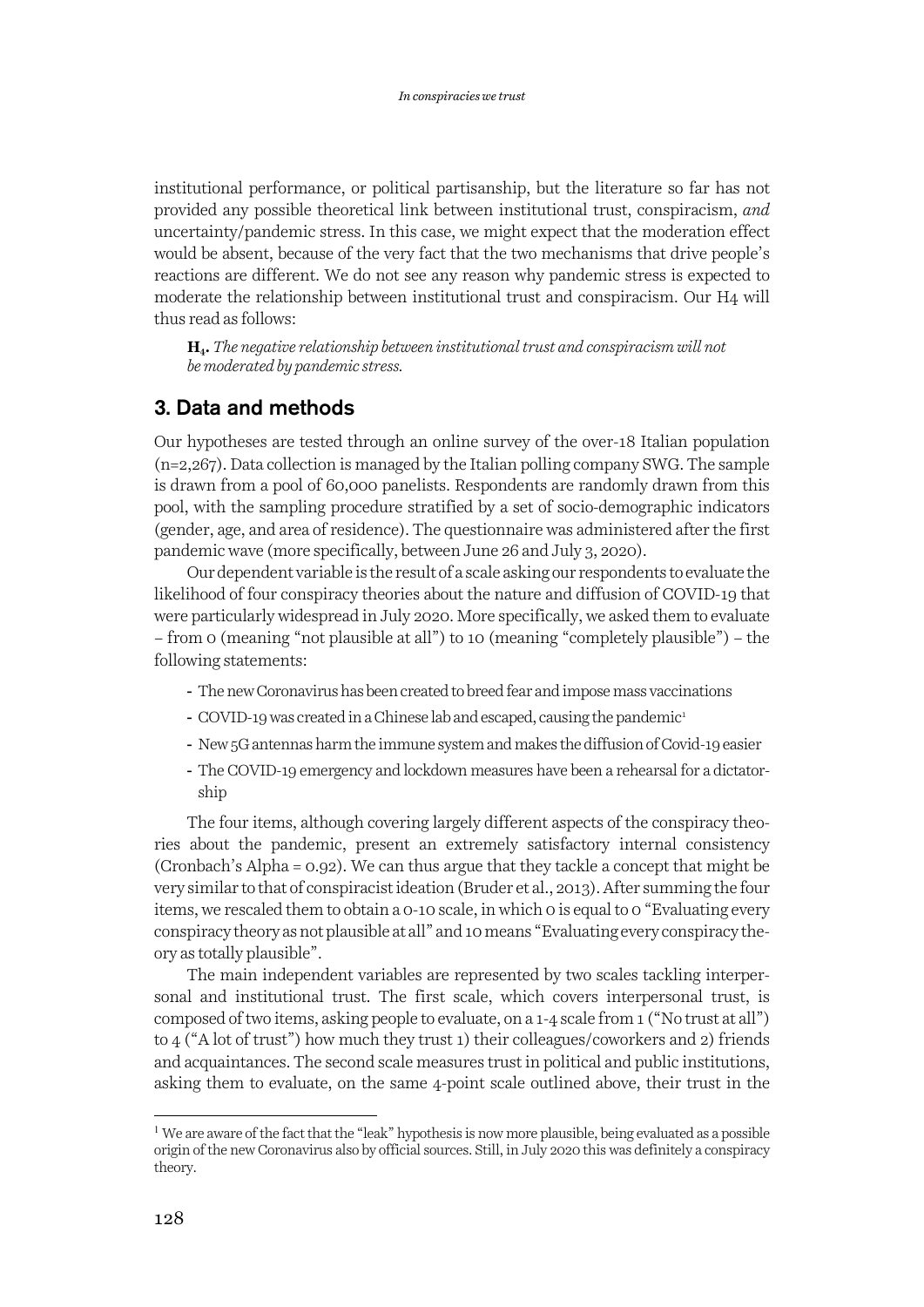institutional performance, or political partisanship, but the literature so far has not provided any possible theoretical link between institutional trust, conspiracism, *and* uncertainty/pandemic stress. In this case, we might expect that the moderation effect would be absent, because of the very fact that the two mechanisms that drive people's reactions are different. We do not see any reason why pandemic stress is expected to moderate the relationship between institutional trust and conspiracism. Our H4 will thus read as follows:

> **$H_4$.** *The negative relationship between institutional trust and conspiracism will not be moderated by pandemic stress.*

## 3. Data and methods

Our hypotheses are tested through an online survey of the over-18 Italian population (n=2,267). Data collection is managed by the Italian polling company SWG. The sample is drawn from a pool of 60,000 panelists. Respondents are randomly drawn from this pool, with the sampling procedure stratified by a set of socio-demographic indicators (gender, age, and area of residence). The questionnaire was administered after the first pandemic wave (more specifically, between June 26 and July 3, 2020).

Our dependent variable is the result of a scale asking our respondents to evaluate the likelihood of four conspiracy theories about the nature and diffusion of COVID-19 that were particularly widespread in July 2020. More specifically, we asked them to evaluate – from 0 (meaning "not plausible at all") to 10 (meaning "completely plausible") – the following statements:

- The new Coronavirus has been created to breed fear and impose mass vaccinations
- COVID-19 was created in a Chinese lab and escaped, causing the pandemic[1]
- New 5G antennas harm the immune system and makes the diffusion of Covid-19 easier
- The COVID-19 emergency and lockdown measures have been a rehearsal for a dictatorship

The four items, although covering largely different aspects of the conspiracy theories about the pandemic, present an extremely satisfactory internal consistency (Cronbach's Alpha = 0.92). We can thus argue that they tackle a concept that might be very similar to that of conspiracist ideation (Bruder et al., 2013). After summing the four items, we rescaled them to obtain a 0-10 scale, in which 0 is equal to 0 "Evaluating every conspiracy theory as not plausible at all" and 10 means "Evaluating every conspiracy theory as totally plausible".

The main independent variables are represented by two scales tackling interpersonal and institutional trust. The first scale, which covers interpersonal trust, is composed of two items, asking people to evaluate, on a 1-4 scale from 1 ("No trust at all") to 4 ("A lot of trust") how much they trust 1) their colleagues/coworkers and 2) friends and acquaintances. The second scale measures trust in political and public institutions, asking them to evaluate, on the same 4-point scale outlined above, their trust in the

[1] We are aware of the fact that the "leak" hypothesis is now more plausible, being evaluated as a possible origin of the new Coronavirus also by official sources. Still, in July 2020 this was definitely a conspiracy theory.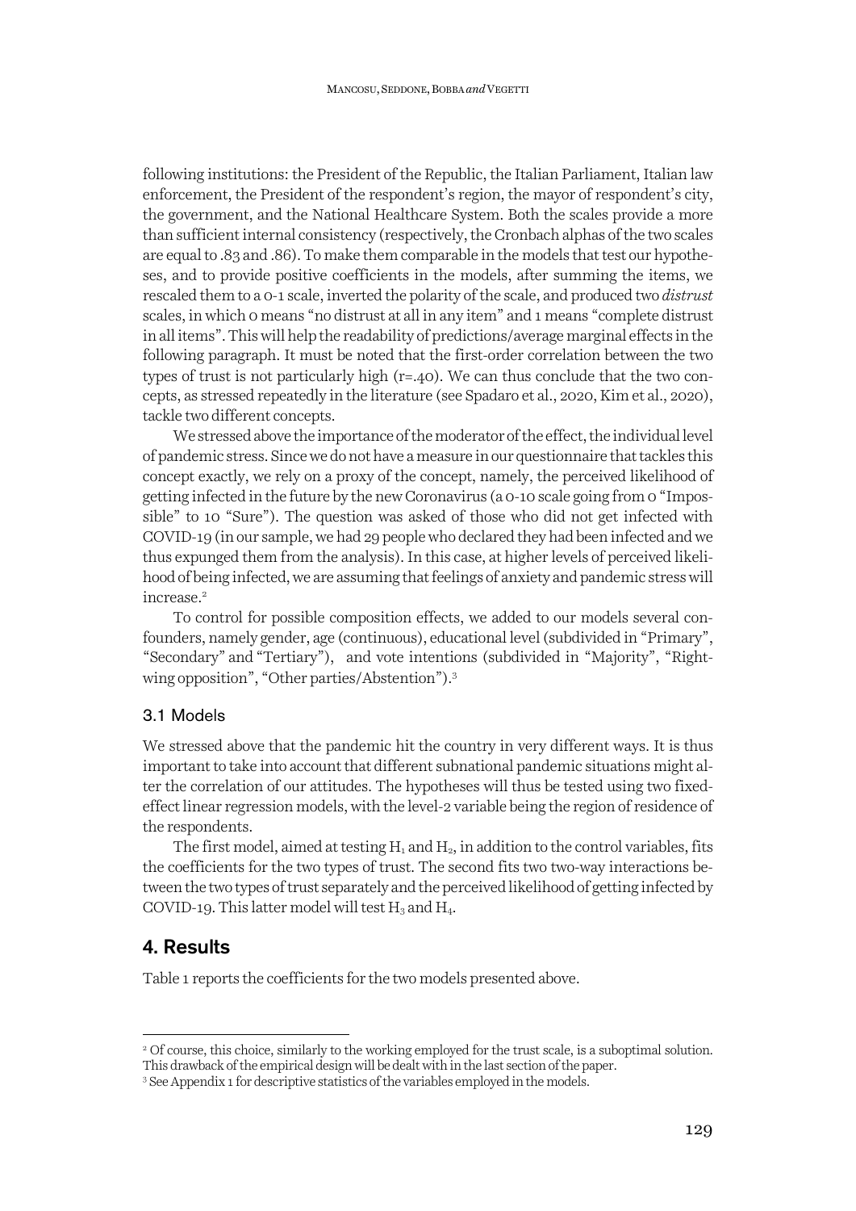following institutions: the President of the Republic, the Italian Parliament, Italian law enforcement, the President of the respondent's region, the mayor of respondent's city, the government, and the National Healthcare System. Both the scales provide a more than sufficient internal consistency (respectively, the Cronbach alphas of the two scales are equal to .83 and .86). To make them comparable in the models that test our hypotheses, and to provide positive coefficients in the models, after summing the items, we rescaled them to a 0-1 scale, inverted the polarity of the scale, and produced two *distrust* scales, in which 0 means "no distrust at all in any item" and 1 means "complete distrust in all items". This will help the readability of predictions/average marginal effects in the following paragraph. It must be noted that the first-order correlation between the two types of trust is not particularly high (r=.40). We can thus conclude that the two concepts, as stressed repeatedly in the literature (see Spadaro et al., 2020, Kim et al., 2020), tackle two different concepts.

We stressed above the importance of the moderator of the effect, the individual level of pandemic stress. Since we do not have a measure in our questionnaire that tackles this concept exactly, we rely on a proxy of the concept, namely, the perceived likelihood of getting infected in the future by the new Coronavirus (a 0-10 scale going from 0 "Impossible" to 10 "Sure"). The question was asked of those who did not get infected with COVID-19 (in our sample, we had 29 people who declared they had been infected and we thus expunged them from the analysis). In this case, at higher levels of perceived likelihood of being infected, we are assuming that feelings of anxiety and pandemic stress will increase.[2]

To control for possible composition effects, we added to our models several confounders, namely gender, age (continuous), educational level (subdivided in "Primary", "Secondary" and "Tertiary"), and vote intentions (subdivided in "Majority", "Right-wing opposition", "Other parties/Abstention").[3]

### 3.1 Models

We stressed above that the pandemic hit the country in very different ways. It is thus important to take into account that different subnational pandemic situations might alter the correlation of our attitudes. The hypotheses will thus be tested using two fixed-effect linear regression models, with the level-2 variable being the region of residence of the respondents.

The first model, aimed at testing $H_1$ and $H_2$, in addition to the control variables, fits the coefficients for the two types of trust. The second fits two two-way interactions between the two types of trust separately and the perceived likelihood of getting infected by COVID-19. This latter model will test $H_3$ and $H_4$.

## 4. Results

Table 1 reports the coefficients for the two models presented above.

---

[2] Of course, this choice, similarly to the working employed for the trust scale, is a suboptimal solution. This drawback of the empirical design will be dealt with in the last section of the paper.

[3] See Appendix 1 for descriptive statistics of the variables employed in the models.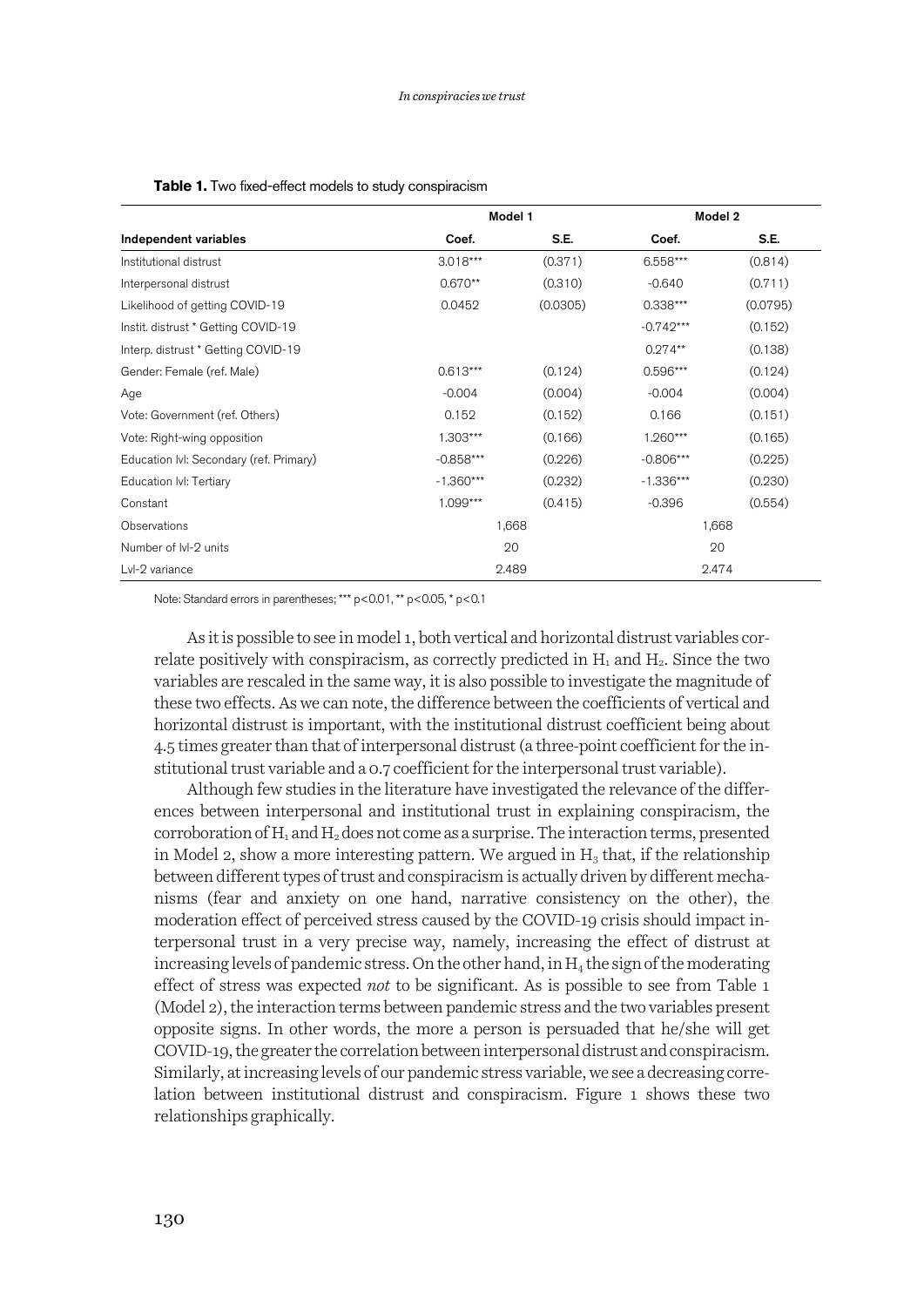**Table 1.** Two fixed-effect models to study conspiracism

| | Model 1 | | Model 2 | |
|---|---|---|---|---|
| **Independent variables** | **Coef.** | **S.E.** | **Coef.** | **S.E.** |
| Institutional distrust | 3.018*** | (0.371) | 6.558*** | (0.814) |
| Interpersonal distrust | 0.670** | (0.310) | -0.640 | (0.711) |
| Likelihood of getting COVID-19 | 0.0452 | (0.0305) | 0.338*** | (0.0795) |
| Instit. distrust * Getting COVID-19 | | | -0.742*** | (0.152) |
| Interp. distrust * Getting COVID-19 | | | 0.274** | (0.138) |
| Gender: Female (ref. Male) | 0.613*** | (0.124) | 0.596*** | (0.124) |
| Age | -0.004 | (0.004) | -0.004 | (0.004) |
| Vote: Government (ref. Others) | 0.152 | (0.152) | 0.166 | (0.151) |
| Vote: Right-wing opposition | 1.303*** | (0.166) | 1.260*** | (0.165) |
| Education lvl: Secondary (ref. Primary) | -0.858*** | (0.226) | -0.806*** | (0.225) |
| Education lvl: Tertiary | -1.360*** | (0.232) | -1.336*** | (0.230) |
| Constant | 1.099*** | (0.415) | -0.396 | (0.554) |
| Observations | 1,668 | | 1,668 | |
| Number of lvl-2 units | 20 | | 20 | |
| Lvl-2 variance | 2.489 | | 2.474 | |

Note: Standard errors in parentheses; *** p<0.01, ** p<0.05, * p<0.1

As it is possible to see in model 1, both vertical and horizontal distrust variables correlate positively with conspiracism, as correctly predicted in $H_1$ and $H_2$. Since the two variables are rescaled in the same way, it is also possible to investigate the magnitude of these two effects. As we can note, the difference between the coefficients of vertical and horizontal distrust is important, with the institutional distrust coefficient being about 4.5 times greater than that of interpersonal distrust (a three-point coefficient for the institutional trust variable and a 0.7 coefficient for the interpersonal trust variable).

Although few studies in the literature have investigated the relevance of the differences between interpersonal and institutional trust in explaining conspiracism, the corroboration of $H_1$ and $H_2$ does not come as a surprise. The interaction terms, presented in Model 2, show a more interesting pattern. We argued in $H_3$ that, if the relationship between different types of trust and conspiracism is actually driven by different mechanisms (fear and anxiety on one hand, narrative consistency on the other), the moderation effect of perceived stress caused by the COVID-19 crisis should impact interpersonal trust in a very precise way, namely, increasing the effect of distrust at increasing levels of pandemic stress. On the other hand, in $H_4$ the sign of the moderating effect of stress was expected *not* to be significant. As is possible to see from Table 1 (Model 2), the interaction terms between pandemic stress and the two variables present opposite signs. In other words, the more a person is persuaded that he/she will get COVID-19, the greater the correlation between interpersonal distrust and conspiracism. Similarly, at increasing levels of our pandemic stress variable, we see a decreasing correlation between institutional distrust and conspiracism. Figure 1 shows these two relationships graphically.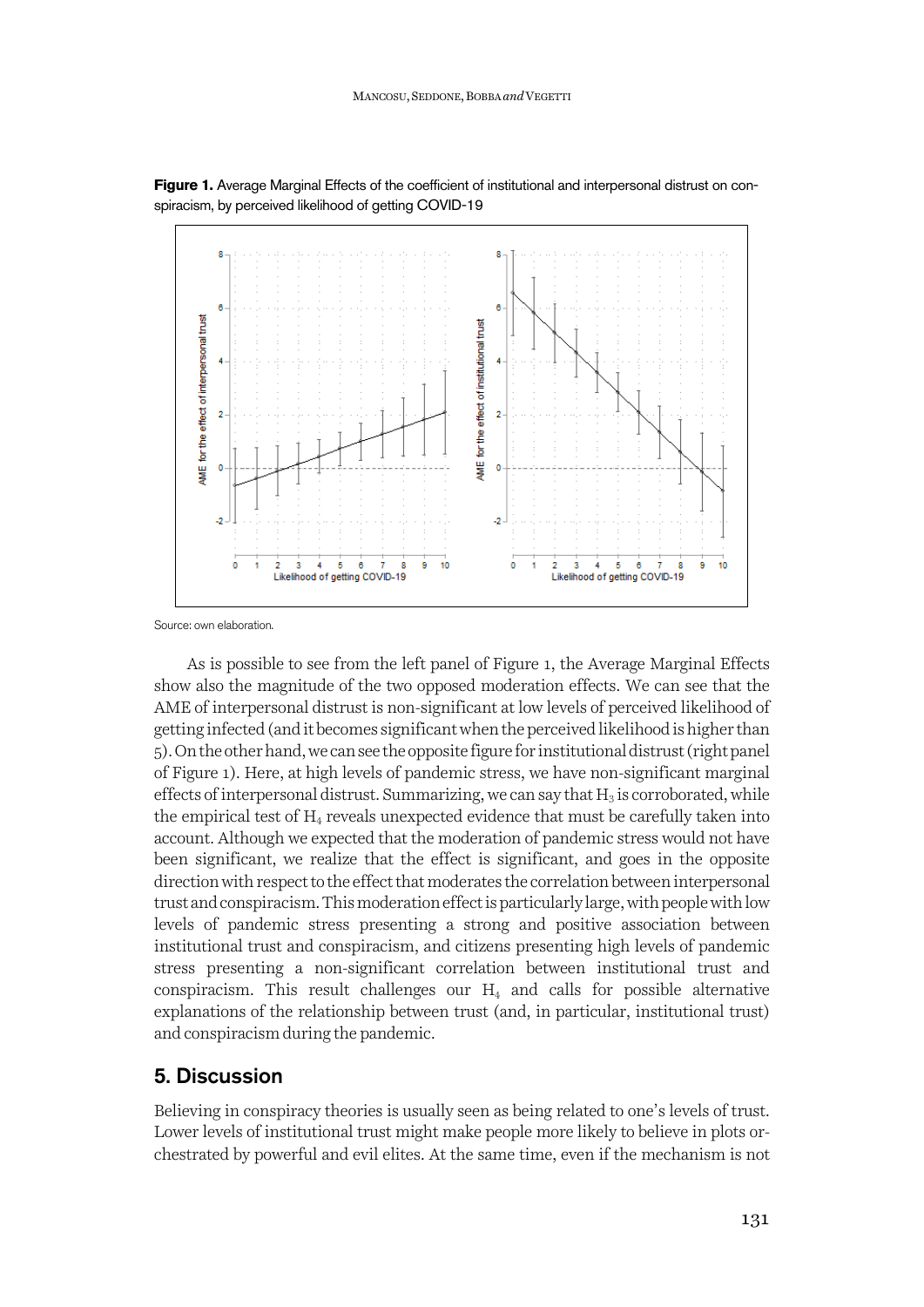**Figure 1.** Average Marginal Effects of the coefficient of institutional and interpersonal distrust on conspiracism, by perceived likelihood of getting COVID-19

Source: own elaboration.

As is possible to see from the left panel of Figure 1, the Average Marginal Effects show also the magnitude of the two opposed moderation effects. We can see that the AME of interpersonal distrust is non-significant at low levels of perceived likelihood of getting infected (and it becomes significant when the perceived likelihood is higher than 5). On the other hand, we can see the opposite figure for institutional distrust (right panel of Figure 1). Here, at high levels of pandemic stress, we have non-significant marginal effects of interpersonal distrust. Summarizing, we can say that $H_3$ is corroborated, while the empirical test of $H_4$ reveals unexpected evidence that must be carefully taken into account. Although we expected that the moderation of pandemic stress would not have been significant, we realize that the effect is significant, and goes in the opposite direction with respect to the effect that moderates the correlation between interpersonal trust and conspiracism. This moderation effect is particularly large, with people with low levels of pandemic stress presenting a strong and positive association between institutional trust and conspiracism, and citizens presenting high levels of pandemic stress presenting a non-significant correlation between institutional trust and conspiracism. This result challenges our $H_4$ and calls for possible alternative explanations of the relationship between trust (and, in particular, institutional trust) and conspiracism during the pandemic.

## 5. Discussion

Believing in conspiracy theories is usually seen as being related to one's levels of trust. Lower levels of institutional trust might make people more likely to believe in plots orchestrated by powerful and evil elites. At the same time, even if the mechanism is not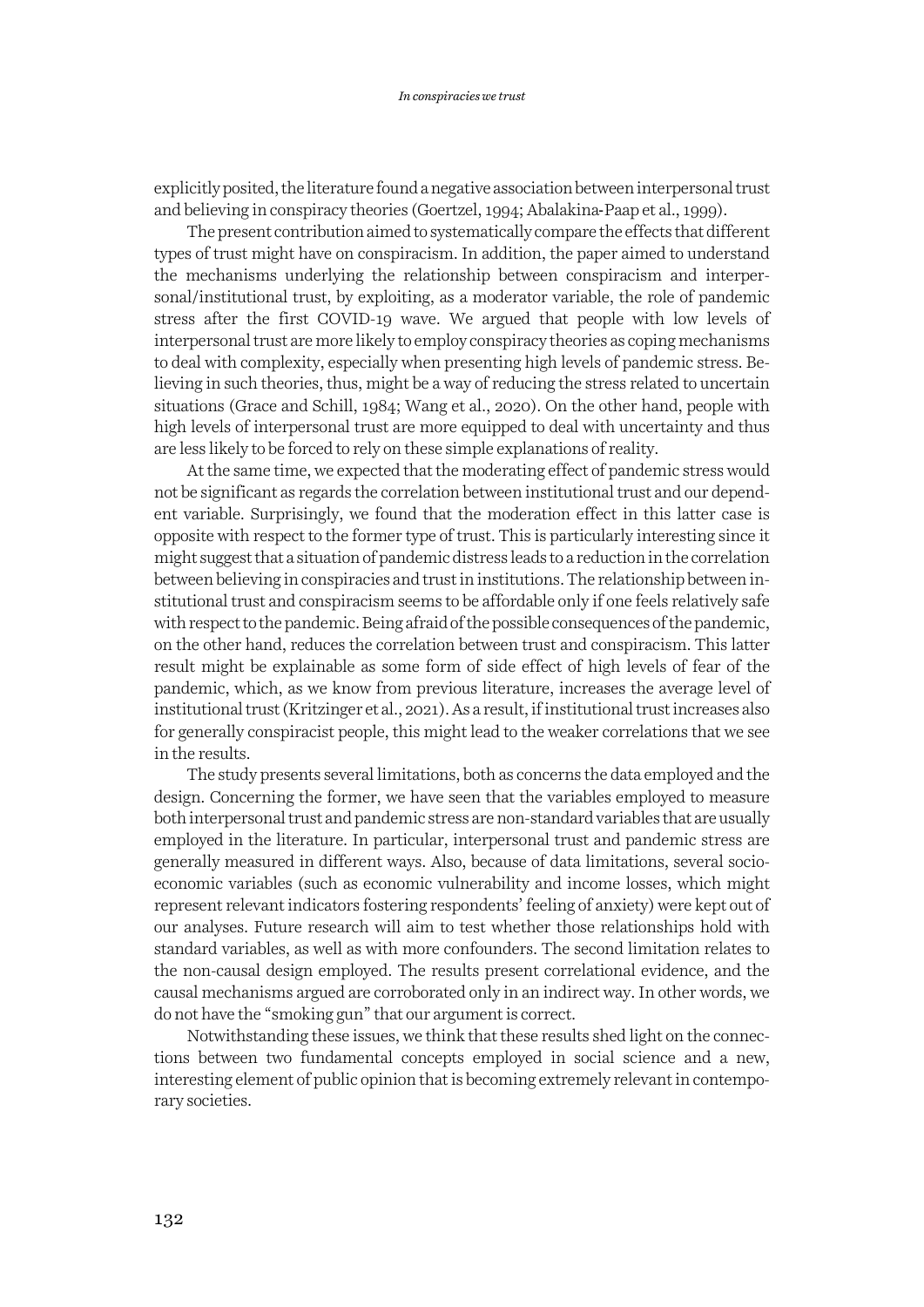explicitly posited, the literature found a negative association between interpersonal trust and believing in conspiracy theories (Goertzel, 1994; Abalakina-Paap et al., 1999).

The present contribution aimed to systematically compare the effects that different types of trust might have on conspiracism. In addition, the paper aimed to understand the mechanisms underlying the relationship between conspiracism and interpersonal/institutional trust, by exploiting, as a moderator variable, the role of pandemic stress after the first COVID-19 wave. We argued that people with low levels of interpersonal trust are more likely to employ conspiracy theories as coping mechanisms to deal with complexity, especially when presenting high levels of pandemic stress. Believing in such theories, thus, might be a way of reducing the stress related to uncertain situations (Grace and Schill, 1984; Wang et al., 2020). On the other hand, people with high levels of interpersonal trust are more equipped to deal with uncertainty and thus are less likely to be forced to rely on these simple explanations of reality.

At the same time, we expected that the moderating effect of pandemic stress would not be significant as regards the correlation between institutional trust and our dependent variable. Surprisingly, we found that the moderation effect in this latter case is opposite with respect to the former type of trust. This is particularly interesting since it might suggest that a situation of pandemic distress leads to a reduction in the correlation between believing in conspiracies and trust in institutions. The relationship between institutional trust and conspiracism seems to be affordable only if one feels relatively safe with respect to the pandemic. Being afraid of the possible consequences of the pandemic, on the other hand, reduces the correlation between trust and conspiracism. This latter result might be explainable as some form of side effect of high levels of fear of the pandemic, which, as we know from previous literature, increases the average level of institutional trust (Kritzinger et al., 2021). As a result, if institutional trust increases also for generally conspiracist people, this might lead to the weaker correlations that we see in the results.

The study presents several limitations, both as concerns the data employed and the design. Concerning the former, we have seen that the variables employed to measure both interpersonal trust and pandemic stress are non-standard variables that are usually employed in the literature. In particular, interpersonal trust and pandemic stress are generally measured in different ways. Also, because of data limitations, several socio-economic variables (such as economic vulnerability and income losses, which might represent relevant indicators fostering respondents' feeling of anxiety) were kept out of our analyses. Future research will aim to test whether those relationships hold with standard variables, as well as with more confounders. The second limitation relates to the non-causal design employed. The results present correlational evidence, and the causal mechanisms argued are corroborated only in an indirect way. In other words, we do not have the "smoking gun" that our argument is correct.

Notwithstanding these issues, we think that these results shed light on the connections between two fundamental concepts employed in social science and a new, interesting element of public opinion that is becoming extremely relevant in contemporary societies.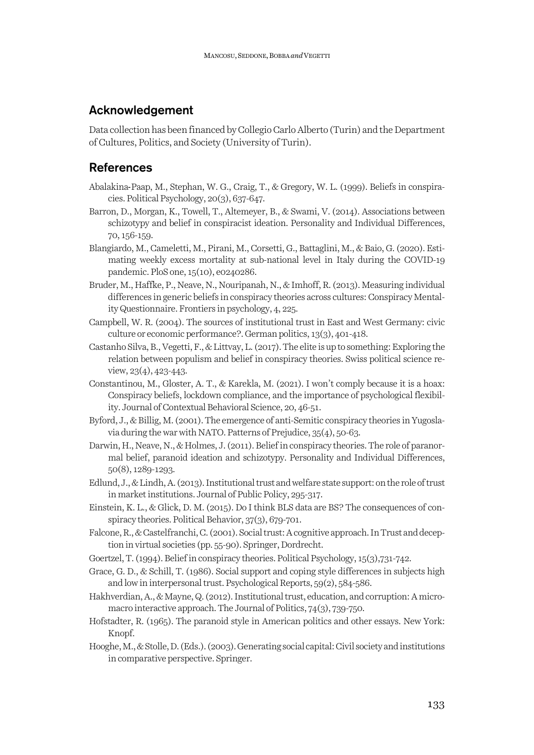## Acknowledgement

Data collection has been financed by Collegio Carlo Alberto (Turin) and the Department of Cultures, Politics, and Society (University of Turin).

## References

Abalakina-Paap, M., Stephan, W. G., Craig, T., & Gregory, W. L. (1999). Beliefs in conspiracies. Political Psychology, 20(3), 637-647.

Barron, D., Morgan, K., Towell, T., Altemeyer, B., & Swami, V. (2014). Associations between schizotypy and belief in conspiracist ideation. Personality and Individual Differences, 70, 156-159.

Blangiardo, M., Cameletti, M., Pirani, M., Corsetti, G., Battaglini, M., & Baio, G. (2020). Estimating weekly excess mortality at sub-national level in Italy during the COVID-19 pandemic. PloS one, 15(10), e0240286.

Bruder, M., Haffke, P., Neave, N., Nouripanah, N., & Imhoff, R. (2013). Measuring individual differences in generic beliefs in conspiracy theories across cultures: Conspiracy Mentality Questionnaire. Frontiers in psychology, 4, 225.

Campbell, W. R. (2004). The sources of institutional trust in East and West Germany: civic culture or economic performance?. German politics, 13(3), 401-418.

Castanho Silva, B., Vegetti, F., & Littvay, L. (2017). The elite is up to something: Exploring the relation between populism and belief in conspiracy theories. Swiss political science review, 23(4), 423-443.

Constantinou, M., Gloster, A. T., & Karekla, M. (2021). I won't comply because it is a hoax: Conspiracy beliefs, lockdown compliance, and the importance of psychological flexibility. Journal of Contextual Behavioral Science, 20, 46-51.

Byford, J., & Billig, M. (2001). The emergence of anti-Semitic conspiracy theories in Yugoslavia during the war with NATO. Patterns of Prejudice, 35(4), 50-63.

Darwin, H., Neave, N., & Holmes, J. (2011). Belief in conspiracy theories. The role of paranormal belief, paranoid ideation and schizotypy. Personality and Individual Differences, 50(8), 1289-1293.

Edlund, J., & Lindh, A. (2013). Institutional trust and welfare state support: on the role of trust in market institutions. Journal of Public Policy, 295-317.

Einstein, K. L., & Glick, D. M. (2015). Do I think BLS data are BS? The consequences of conspiracy theories. Political Behavior, 37(3), 679-701.

Falcone, R., & Castelfranchi, C. (2001). Social trust: A cognitive approach. In Trust and deception in virtual societies (pp. 55-90). Springer, Dordrecht.

Goertzel, T. (1994). Belief in conspiracy theories. Political Psychology, 15(3),731-742.

Grace, G. D., & Schill, T. (1986). Social support and coping style differences in subjects high and low in interpersonal trust. Psychological Reports, 59(2), 584-586.

Hakhverdian, A., & Mayne, Q. (2012). Institutional trust, education, and corruption: A micro-macro interactive approach. The Journal of Politics, 74(3), 739-750.

Hofstadter, R. (1965). The paranoid style in American politics and other essays. New York: Knopf.

Hooghe, M., & Stolle, D. (Eds.). (2003). Generating social capital: Civil society and institutions in comparative perspective. Springer.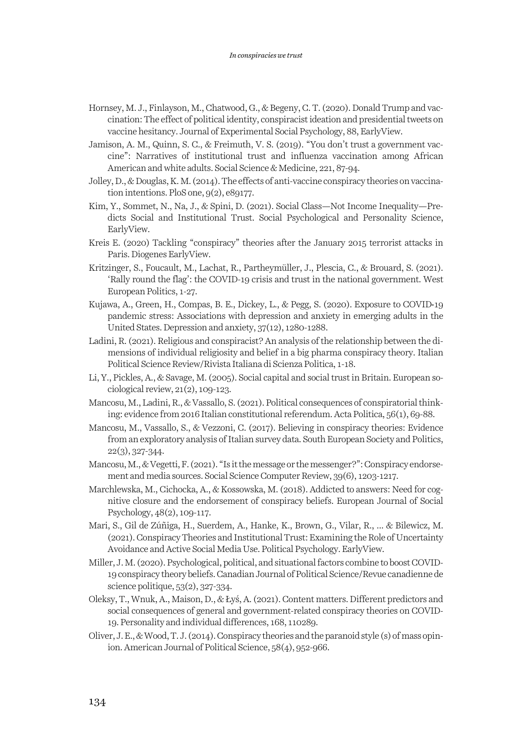Hornsey, M. J., Finlayson, M., Chatwood, G., & Begeny, C. T. (2020). Donald Trump and vaccination: The effect of political identity, conspiracist ideation and presidential tweets on vaccine hesitancy. Journal of Experimental Social Psychology, 88, EarlyView.

Jamison, A. M., Quinn, S. C., & Freimuth, V. S. (2019). "You don't trust a government vaccine": Narratives of institutional trust and influenza vaccination among African American and white adults. Social Science & Medicine, 221, 87-94.

Jolley, D., & Douglas, K. M. (2014). The effects of anti-vaccine conspiracy theories on vaccination intentions. PloS one, 9(2), e89177.

Kim, Y., Sommet, N., Na, J., & Spini, D. (2021). Social Class—Not Income Inequality—Predicts Social and Institutional Trust. Social Psychological and Personality Science, EarlyView.

Kreis E. (2020) Tackling "conspiracy" theories after the January 2015 terrorist attacks in Paris. Diogenes EarlyView.

Kritzinger, S., Foucault, M., Lachat, R., Partheymüller, J., Plescia, C., & Brouard, S. (2021). 'Rally round the flag': the COVID-19 crisis and trust in the national government. West European Politics, 1-27.

Kujawa, A., Green, H., Compas, B. E., Dickey, L., & Pegg, S. (2020). Exposure to COVID-19 pandemic stress: Associations with depression and anxiety in emerging adults in the United States. Depression and anxiety, 37(12), 1280-1288.

Ladini, R. (2021). Religious and conspiracist? An analysis of the relationship between the dimensions of individual religiosity and belief in a big pharma conspiracy theory. Italian Political Science Review/Rivista Italiana di Scienza Politica, 1-18.

Li, Y., Pickles, A., & Savage, M. (2005). Social capital and social trust in Britain. European sociological review, 21(2), 109-123.

Mancosu, M., Ladini, R., & Vassallo, S. (2021). Political consequences of conspiratorial thinking: evidence from 2016 Italian constitutional referendum. Acta Politica, 56(1), 69-88.

Mancosu, M., Vassallo, S., & Vezzoni, C. (2017). Believing in conspiracy theories: Evidence from an exploratory analysis of Italian survey data. South European Society and Politics, 22(3), 327-344.

Mancosu, M., & Vegetti, F. (2021). "Is it the message or the messenger?": Conspiracy endorsement and media sources. Social Science Computer Review, 39(6), 1203-1217.

Marchlewska, M., Cichocka, A., & Kossowska, M. (2018). Addicted to answers: Need for cognitive closure and the endorsement of conspiracy beliefs. European Journal of Social Psychology, 48(2), 109-117.

Mari, S., Gil de Zúñiga, H., Suerdem, A., Hanke, K., Brown, G., Vilar, R., ... & Bilewicz, M. (2021). Conspiracy Theories and Institutional Trust: Examining the Role of Uncertainty Avoidance and Active Social Media Use. Political Psychology. EarlyView.

Miller, J. M. (2020). Psychological, political, and situational factors combine to boost COVID-19 conspiracy theory beliefs. Canadian Journal of Political Science/Revue canadienne de science politique, 53(2), 327-334.

Oleksy, T., Wnuk, A., Maison, D., & Łyś, A. (2021). Content matters. Different predictors and social consequences of general and government-related conspiracy theories on COVID-19. Personality and individual differences, 168, 110289.

Oliver, J. E., & Wood, T. J. (2014). Conspiracy theories and the paranoid style (s) of mass opinion. American Journal of Political Science, 58(4), 952-966.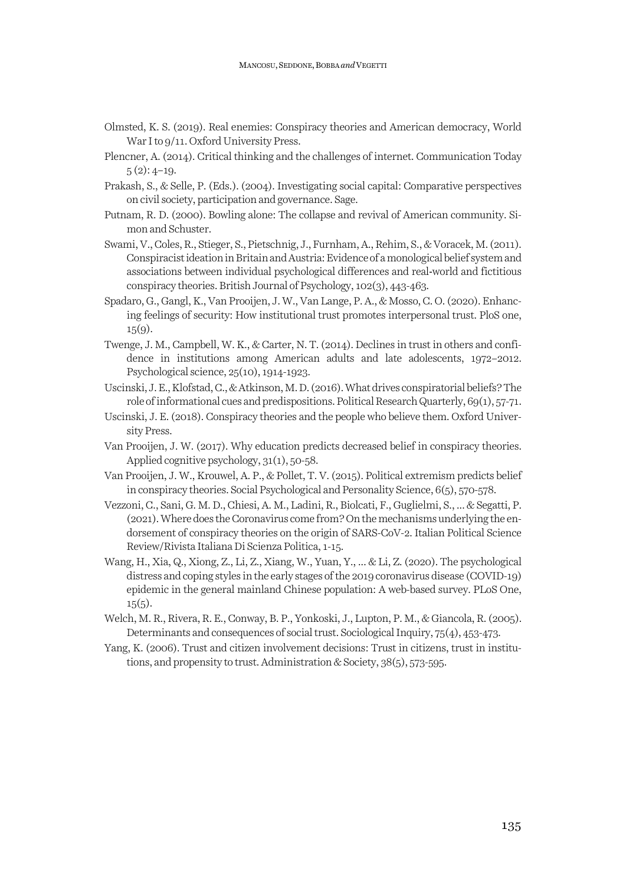Olmsted, K. S. (2019). Real enemies: Conspiracy theories and American democracy, World War I to 9/11. Oxford University Press.

Plencner, A. (2014). Critical thinking and the challenges of internet. Communication Today 5 (2): 4–19.

Prakash, S., & Selle, P. (Eds.). (2004). Investigating social capital: Comparative perspectives on civil society, participation and governance. Sage.

Putnam, R. D. (2000). Bowling alone: The collapse and revival of American community. Simon and Schuster.

Swami, V., Coles, R., Stieger, S., Pietschnig, J., Furnham, A., Rehim, S., & Voracek, M. (2011). Conspiracist ideation in Britain and Austria: Evidence of a monological belief system and associations between individual psychological differences and real-world and fictitious conspiracy theories. British Journal of Psychology, 102(3), 443-463.

Spadaro, G., Gangl, K., Van Prooijen, J. W., Van Lange, P. A., & Mosso, C. O. (2020). Enhancing feelings of security: How institutional trust promotes interpersonal trust. PloS one, 15(9).

Twenge, J. M., Campbell, W. K., & Carter, N. T. (2014). Declines in trust in others and confidence in institutions among American adults and late adolescents, 1972–2012. Psychological science, 25(10), 1914-1923.

Uscinski, J. E., Klofstad, C., & Atkinson, M. D. (2016). What drives conspiratorial beliefs? The role of informational cues and predispositions. Political Research Quarterly, 69(1), 57-71.

Uscinski, J. E. (2018). Conspiracy theories and the people who believe them. Oxford University Press.

Van Prooijen, J. W. (2017). Why education predicts decreased belief in conspiracy theories. Applied cognitive psychology, 31(1), 50-58.

Van Prooijen, J. W., Krouwel, A. P., & Pollet, T. V. (2015). Political extremism predicts belief in conspiracy theories. Social Psychological and Personality Science, 6(5), 570-578.

Vezzoni, C., Sani, G. M. D., Chiesi, A. M., Ladini, R., Biolcati, F., Guglielmi, S., ... & Segatti, P. (2021). Where does the Coronavirus come from? On the mechanisms underlying the endorsement of conspiracy theories on the origin of SARS-CoV-2. Italian Political Science Review/Rivista Italiana Di Scienza Politica, 1-15.

Wang, H., Xia, Q., Xiong, Z., Li, Z., Xiang, W., Yuan, Y., ... & Li, Z. (2020). The psychological distress and coping styles in the early stages of the 2019 coronavirus disease (COVID-19) epidemic in the general mainland Chinese population: A web-based survey. PLoS One, 15(5).

Welch, M. R., Rivera, R. E., Conway, B. P., Yonkoski, J., Lupton, P. M., & Giancola, R. (2005). Determinants and consequences of social trust. Sociological Inquiry, 75(4), 453-473.

Yang, K. (2006). Trust and citizen involvement decisions: Trust in citizens, trust in institutions, and propensity to trust. Administration & Society, 38(5), 573-595.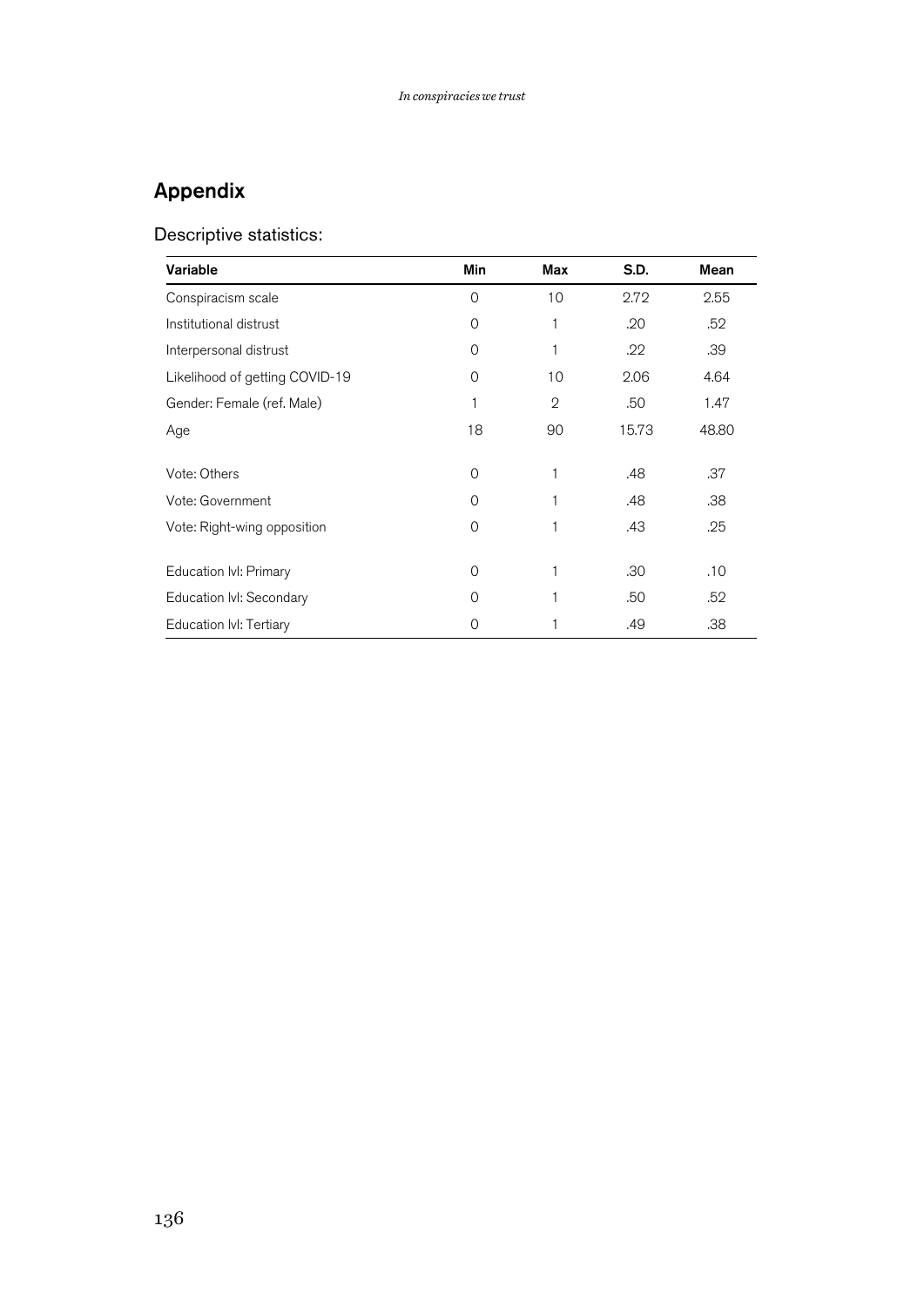## Appendix

Descriptive statistics:

| Variable | Min | Max | S.D. | Mean |
|---|---|---|---|---|
| Conspiracism scale | 0 | 10 | 2.72 | 2.55 |
| Institutional distrust | 0 | 1 | .20 | .52 |
| Interpersonal distrust | 0 | 1 | .22 | .39 |
| Likelihood of getting COVID-19 | 0 | 10 | 2.06 | 4.64 |
| Gender: Female (ref. Male) | 1 | 2 | .50 | 1.47 |
| Age | 18 | 90 | 15.73 | 48.80 |
| Vote: Others | 0 | 1 | .48 | .37 |
| Vote: Government | 0 | 1 | .48 | .38 |
| Vote: Right-wing opposition | 0 | 1 | .43 | .25 |
| Education lvl: Primary | 0 | 1 | .30 | .10 |
| Education lvl: Secondary | 0 | 1 | .50 | .52 |
| Education lvl: Tertiary | 0 | 1 | .49 | .38 |